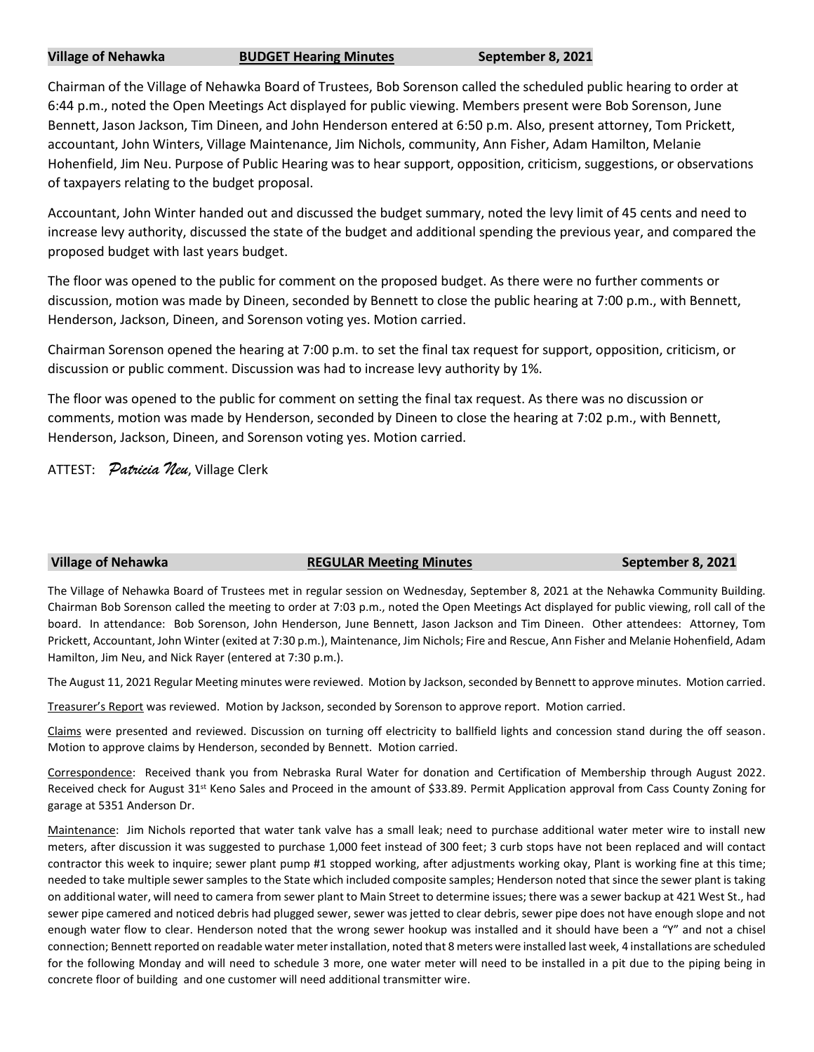**Village of Nehawka** **BUDGET Hearing Minutes** **September 8, 2021**

Chairman of the Village of Nehawka Board of Trustees, Bob Sorenson called the scheduled public hearing to order at 6:44 p.m., noted the Open Meetings Act displayed for public viewing. Members present were Bob Sorenson, June Bennett, Jason Jackson, Tim Dineen, and John Henderson entered at 6:50 p.m. Also, present attorney, Tom Prickett, accountant, John Winters, Village Maintenance, Jim Nichols, community, Ann Fisher, Adam Hamilton, Melanie Hohenfield, Jim Neu. Purpose of Public Hearing was to hear support, opposition, criticism, suggestions, or observations of taxpayers relating to the budget proposal.

Accountant, John Winter handed out and discussed the budget summary, noted the levy limit of 45 cents and need to increase levy authority, discussed the state of the budget and additional spending the previous year, and compared the proposed budget with last years budget.

The floor was opened to the public for comment on the proposed budget. As there were no further comments or discussion, motion was made by Dineen, seconded by Bennett to close the public hearing at 7:00 p.m., with Bennett, Henderson, Jackson, Dineen, and Sorenson voting yes. Motion carried.

Chairman Sorenson opened the hearing at 7:00 p.m. to set the final tax request for support, opposition, criticism, or discussion or public comment. Discussion was had to increase levy authority by 1%.

The floor was opened to the public for comment on setting the final tax request. As there was no discussion or comments, motion was made by Henderson, seconded by Dineen to close the hearing at 7:02 p.m., with Bennett, Henderson, Jackson, Dineen, and Sorenson voting yes. Motion carried.

ATTEST: *Patricia Neu*, Village Clerk

**Village of Nehawka** **REGULAR Meeting Minutes** **September 8, 2021**

The Village of Nehawka Board of Trustees met in regular session on Wednesday, September 8, 2021 at the Nehawka Community Building. Chairman Bob Sorenson called the meeting to order at 7:03 p.m., noted the Open Meetings Act displayed for public viewing, roll call of the board. In attendance: Bob Sorenson, John Henderson, June Bennett, Jason Jackson and Tim Dineen. Other attendees: Attorney, Tom Prickett, Accountant, John Winter (exited at 7:30 p.m.), Maintenance, Jim Nichols; Fire and Rescue, Ann Fisher and Melanie Hohenfield, Adam Hamilton, Jim Neu, and Nick Rayer (entered at 7:30 p.m.).

The August 11, 2021 Regular Meeting minutes were reviewed. Motion by Jackson, seconded by Bennett to approve minutes. Motion carried.

Treasurer's Report was reviewed. Motion by Jackson, seconded by Sorenson to approve report. Motion carried.

Claims were presented and reviewed. Discussion on turning off electricity to ballfield lights and concession stand during the off season. Motion to approve claims by Henderson, seconded by Bennett. Motion carried.

Correspondence: Received thank you from Nebraska Rural Water for donation and Certification of Membership through August 2022. Received check for August 31st Keno Sales and Proceed in the amount of $33.89. Permit Application approval from Cass County Zoning for garage at 5351 Anderson Dr.

Maintenance: Jim Nichols reported that water tank valve has a small leak; need to purchase additional water meter wire to install new meters, after discussion it was suggested to purchase 1,000 feet instead of 300 feet; 3 curb stops have not been replaced and will contact contractor this week to inquire; sewer plant pump #1 stopped working, after adjustments working okay, Plant is working fine at this time; needed to take multiple sewer samples to the State which included composite samples; Henderson noted that since the sewer plant is taking on additional water, will need to camera from sewer plant to Main Street to determine issues; there was a sewer backup at 421 West St., had sewer pipe camered and noticed debris had plugged sewer, sewer was jetted to clear debris, sewer pipe does not have enough slope and not enough water flow to clear. Henderson noted that the wrong sewer hookup was installed and it should have been a "Y" and not a chisel connection; Bennett reported on readable water meter installation, noted that 8 meters were installed last week, 4 installations are scheduled for the following Monday and will need to schedule 3 more, one water meter will need to be installed in a pit due to the piping being in concrete floor of building and one customer will need additional transmitter wire.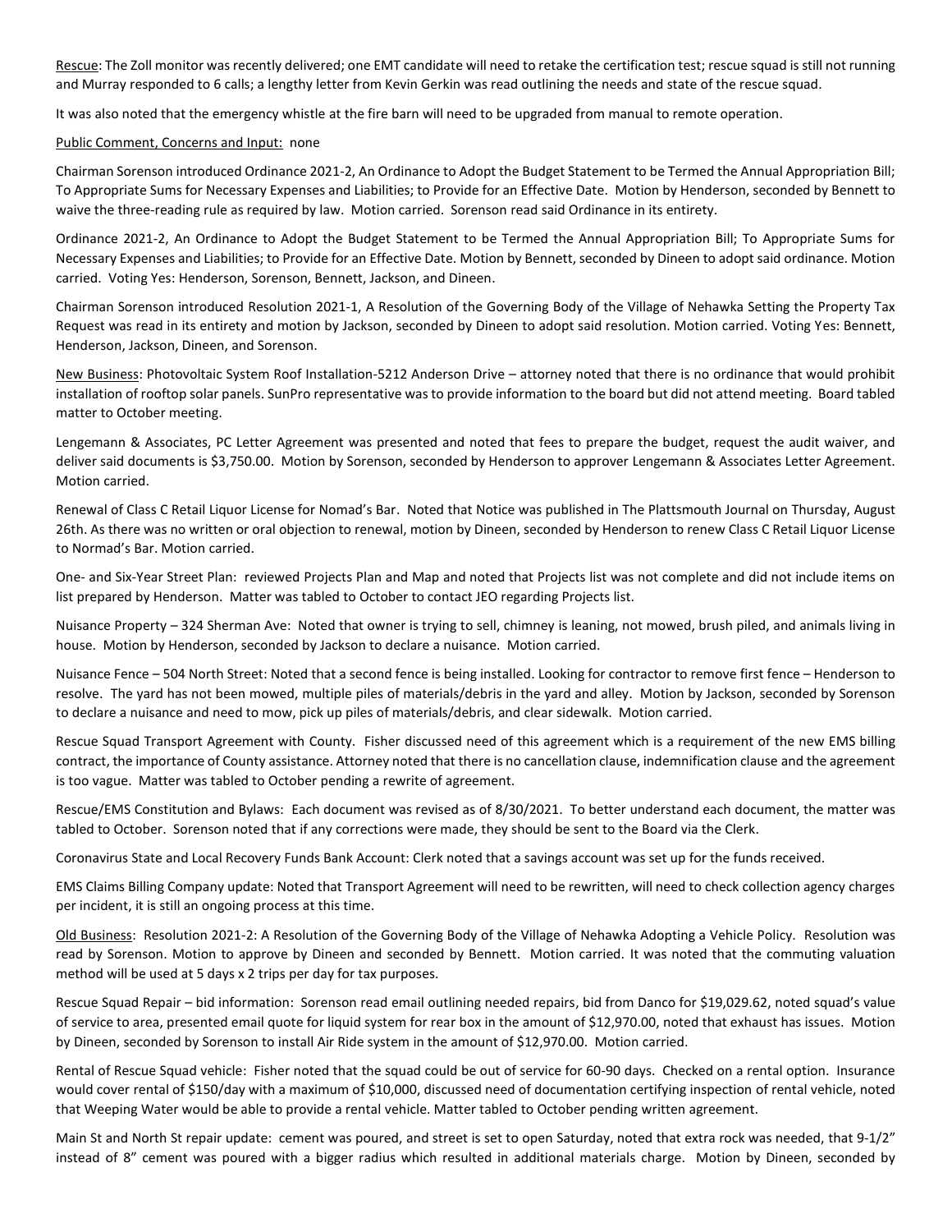Rescue: The Zoll monitor was recently delivered; one EMT candidate will need to retake the certification test; rescue squad is still not running and Murray responded to 6 calls; a lengthy letter from Kevin Gerkin was read outlining the needs and state of the rescue squad.

It was also noted that the emergency whistle at the fire barn will need to be upgraded from manual to remote operation.

Public Comment, Concerns and Input: none

Chairman Sorenson introduced Ordinance 2021-2, An Ordinance to Adopt the Budget Statement to be Termed the Annual Appropriation Bill; To Appropriate Sums for Necessary Expenses and Liabilities; to Provide for an Effective Date. Motion by Henderson, seconded by Bennett to waive the three-reading rule as required by law. Motion carried. Sorenson read said Ordinance in its entirety.

Ordinance 2021-2, An Ordinance to Adopt the Budget Statement to be Termed the Annual Appropriation Bill; To Appropriate Sums for Necessary Expenses and Liabilities; to Provide for an Effective Date. Motion by Bennett, seconded by Dineen to adopt said ordinance. Motion carried. Voting Yes: Henderson, Sorenson, Bennett, Jackson, and Dineen.

Chairman Sorenson introduced Resolution 2021-1, A Resolution of the Governing Body of the Village of Nehawka Setting the Property Tax Request was read in its entirety and motion by Jackson, seconded by Dineen to adopt said resolution. Motion carried. Voting Yes: Bennett, Henderson, Jackson, Dineen, and Sorenson.

New Business: Photovoltaic System Roof Installation-5212 Anderson Drive – attorney noted that there is no ordinance that would prohibit installation of rooftop solar panels. SunPro representative was to provide information to the board but did not attend meeting. Board tabled matter to October meeting.

Lengemann & Associates, PC Letter Agreement was presented and noted that fees to prepare the budget, request the audit waiver, and deliver said documents is $3,750.00. Motion by Sorenson, seconded by Henderson to approver Lengemann & Associates Letter Agreement. Motion carried.

Renewal of Class C Retail Liquor License for Nomad's Bar. Noted that Notice was published in The Plattsmouth Journal on Thursday, August 26th. As there was no written or oral objection to renewal, motion by Dineen, seconded by Henderson to renew Class C Retail Liquor License to Normad's Bar. Motion carried.

One- and Six-Year Street Plan: reviewed Projects Plan and Map and noted that Projects list was not complete and did not include items on list prepared by Henderson. Matter was tabled to October to contact JEO regarding Projects list.

Nuisance Property – 324 Sherman Ave: Noted that owner is trying to sell, chimney is leaning, not mowed, brush piled, and animals living in house. Motion by Henderson, seconded by Jackson to declare a nuisance. Motion carried.

Nuisance Fence – 504 North Street: Noted that a second fence is being installed. Looking for contractor to remove first fence – Henderson to resolve. The yard has not been mowed, multiple piles of materials/debris in the yard and alley. Motion by Jackson, seconded by Sorenson to declare a nuisance and need to mow, pick up piles of materials/debris, and clear sidewalk. Motion carried.

Rescue Squad Transport Agreement with County. Fisher discussed need of this agreement which is a requirement of the new EMS billing contract, the importance of County assistance. Attorney noted that there is no cancellation clause, indemnification clause and the agreement is too vague. Matter was tabled to October pending a rewrite of agreement.

Rescue/EMS Constitution and Bylaws: Each document was revised as of 8/30/2021. To better understand each document, the matter was tabled to October. Sorenson noted that if any corrections were made, they should be sent to the Board via the Clerk.

Coronavirus State and Local Recovery Funds Bank Account: Clerk noted that a savings account was set up for the funds received.

EMS Claims Billing Company update: Noted that Transport Agreement will need to be rewritten, will need to check collection agency charges per incident, it is still an ongoing process at this time.

Old Business: Resolution 2021-2: A Resolution of the Governing Body of the Village of Nehawka Adopting a Vehicle Policy. Resolution was read by Sorenson. Motion to approve by Dineen and seconded by Bennett. Motion carried. It was noted that the commuting valuation method will be used at 5 days x 2 trips per day for tax purposes.

Rescue Squad Repair – bid information: Sorenson read email outlining needed repairs, bid from Danco for $19,029.62, noted squad's value of service to area, presented email quote for liquid system for rear box in the amount of $12,970.00, noted that exhaust has issues. Motion by Dineen, seconded by Sorenson to install Air Ride system in the amount of $12,970.00. Motion carried.

Rental of Rescue Squad vehicle: Fisher noted that the squad could be out of service for 60-90 days. Checked on a rental option. Insurance would cover rental of $150/day with a maximum of $10,000, discussed need of documentation certifying inspection of rental vehicle, noted that Weeping Water would be able to provide a rental vehicle. Matter tabled to October pending written agreement.

Main St and North St repair update: cement was poured, and street is set to open Saturday, noted that extra rock was needed, that 9-1/2" instead of 8" cement was poured with a bigger radius which resulted in additional materials charge. Motion by Dineen, seconded by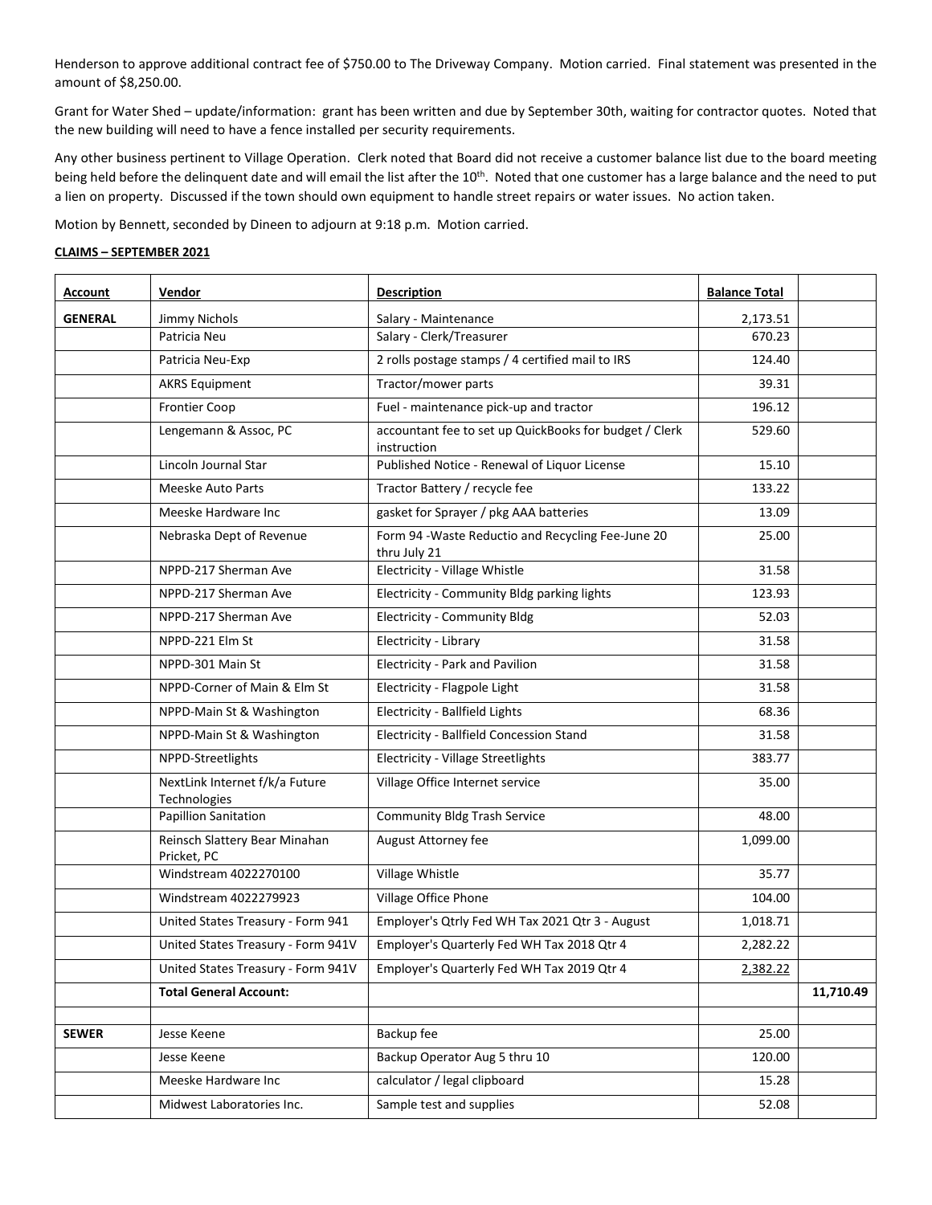Henderson to approve additional contract fee of $750.00 to The Driveway Company. Motion carried. Final statement was presented in the amount of $8,250.00.

Grant for Water Shed – update/information: grant has been written and due by September 30th, waiting for contractor quotes. Noted that the new building will need to have a fence installed per security requirements.

Any other business pertinent to Village Operation. Clerk noted that Board did not receive a customer balance list due to the board meeting being held before the delinquent date and will email the list after the 10th. Noted that one customer has a large balance and the need to put a lien on property. Discussed if the town should own equipment to handle street repairs or water issues. No action taken.

Motion by Bennett, seconded by Dineen to adjourn at 9:18 p.m. Motion carried.

**CLAIMS – SEPTEMBER 2021**

| **Account** | **Vendor** | **Description** | **Balance Total** | |
|---|---|---|---|---|
| **GENERAL** | Jimmy Nichols | Salary - Maintenance | 2,173.51 | |
| | Patricia Neu | Salary - Clerk/Treasurer | 670.23 | |
| | Patricia Neu-Exp | 2 rolls postage stamps / 4 certified mail to IRS | 124.40 | |
| | AKRS Equipment | Tractor/mower parts | 39.31 | |
| | Frontier Coop | Fuel - maintenance pick-up and tractor | 196.12 | |
| | Lengemann & Assoc, PC | accountant fee to set up QuickBooks for budget / Clerk instruction | 529.60 | |
| | Lincoln Journal Star | Published Notice - Renewal of Liquor License | 15.10 | |
| | Meeske Auto Parts | Tractor Battery / recycle fee | 133.22 | |
| | Meeske Hardware Inc | gasket for Sprayer / pkg AAA batteries | 13.09 | |
| | Nebraska Dept of Revenue | Form 94 -Waste Reductio and Recycling Fee-June 20 thru July 21 | 25.00 | |
| | NPPD-217 Sherman Ave | Electricity - Village Whistle | 31.58 | |
| | NPPD-217 Sherman Ave | Electricity - Community Bldg parking lights | 123.93 | |
| | NPPD-217 Sherman Ave | Electricity - Community Bldg | 52.03 | |
| | NPPD-221 Elm St | Electricity - Library | 31.58 | |
| | NPPD-301 Main St | Electricity - Park and Pavilion | 31.58 | |
| | NPPD-Corner of Main & Elm St | Electricity - Flagpole Light | 31.58 | |
| | NPPD-Main St & Washington | Electricity - Ballfield Lights | 68.36 | |
| | NPPD-Main St & Washington | Electricity - Ballfield Concession Stand | 31.58 | |
| | NPPD-Streetlights | Electricity - Village Streetlights | 383.77 | |
| | NextLink Internet f/k/a Future Technologies | Village Office Internet service | 35.00 | |
| | Papillion Sanitation | Community Bldg Trash Service | 48.00 | |
| | Reinsch Slattery Bear Minahan Pricket, PC | August Attorney fee | 1,099.00 | |
| | Windstream 4022270100 | Village Whistle | 35.77 | |
| | Windstream 4022279923 | Village Office Phone | 104.00 | |
| | United States Treasury - Form 941 | Employer's Qtrly Fed WH Tax 2021 Qtr 3 - August | 1,018.71 | |
| | United States Treasury - Form 941V | Employer's Quarterly Fed WH Tax 2018 Qtr 4 | 2,282.22 | |
| | United States Treasury - Form 941V | Employer's Quarterly Fed WH Tax 2019 Qtr 4 | 2,382.22 | |
| | **Total General Account:** | | | **11,710.49** |
| | | | | |
| **SEWER** | Jesse Keene | Backup fee | 25.00 | |
| | Jesse Keene | Backup Operator Aug 5 thru 10 | 120.00 | |
| | Meeske Hardware Inc | calculator / legal clipboard | 15.28 | |
| | Midwest Laboratories Inc. | Sample test and supplies | 52.08 | |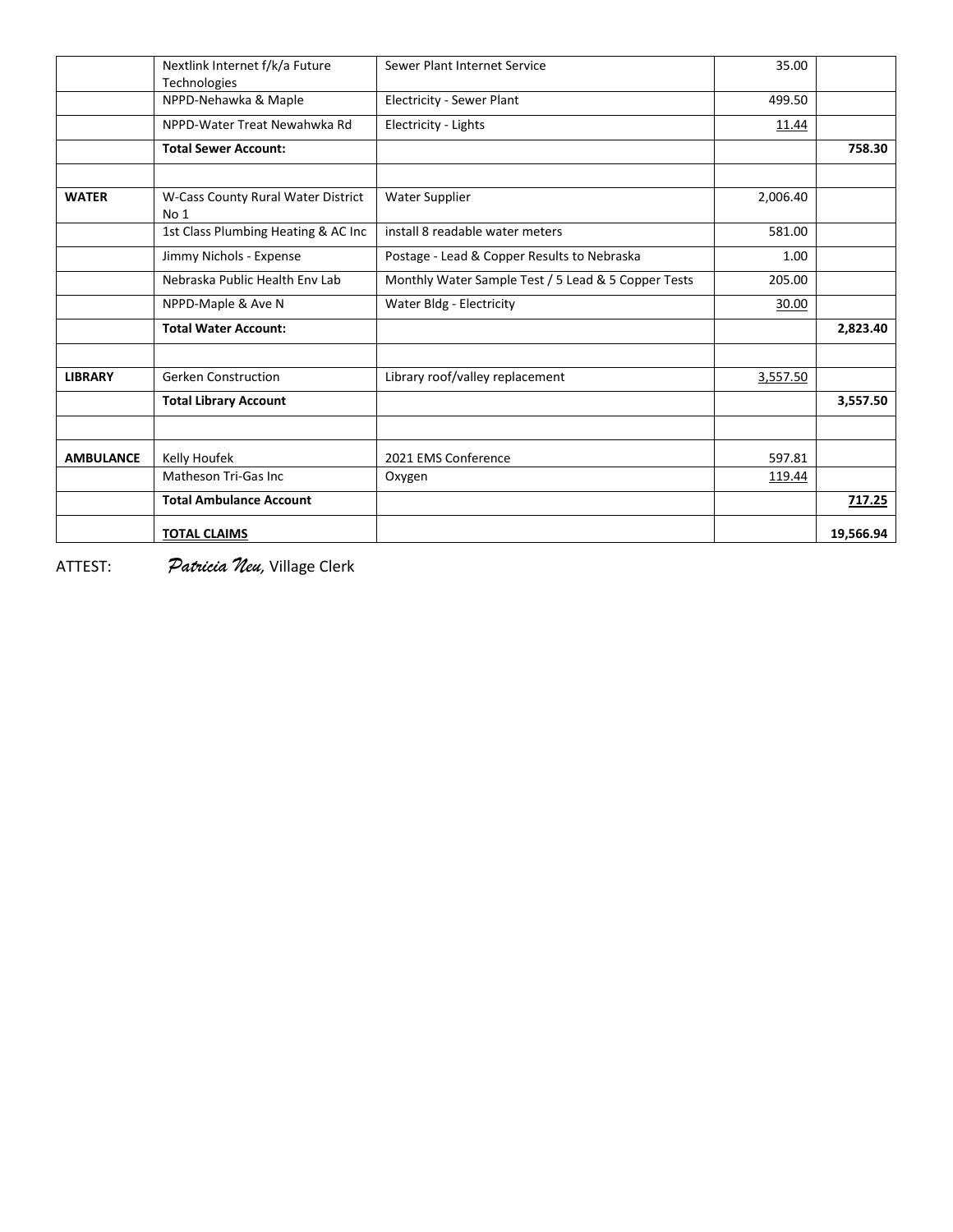| | | | | |
|---|---|---|---|---|
| | Nextlink Internet f/k/a Future Technologies | Sewer Plant Internet Service | 35.00 | |
| | NPPD-Nehawka & Maple | Electricity - Sewer Plant | 499.50 | |
| | NPPD-Water Treat Newahwka Rd | Electricity - Lights | 11.44 | |
| | **Total Sewer Account:** | | | **758.30** |
| | | | | |
| **WATER** | W-Cass County Rural Water District No 1 | Water Supplier | 2,006.40 | |
| | 1st Class Plumbing Heating & AC Inc | install 8 readable water meters | 581.00 | |
| | Jimmy Nichols - Expense | Postage - Lead & Copper Results to Nebraska | 1.00 | |
| | Nebraska Public Health Env Lab | Monthly Water Sample Test / 5 Lead & 5 Copper Tests | 205.00 | |
| | NPPD-Maple & Ave N | Water Bldg - Electricity | 30.00 | |
| | **Total Water Account:** | | | **2,823.40** |
| | | | | |
| **LIBRARY** | Gerken Construction | Library roof/valley replacement | 3,557.50 | |
| | **Total Library Account** | | | **3,557.50** |
| | | | | |
| **AMBULANCE** | Kelly Houfek | 2021 EMS Conference | 597.81 | |
| | Matheson Tri-Gas Inc | Oxygen | 119.44 | |
| | **Total Ambulance Account** | | | **717.25** |
| | **TOTAL CLAIMS** | | | **19,566.94** |

ATTEST: *Patricia Neu,* Village Clerk